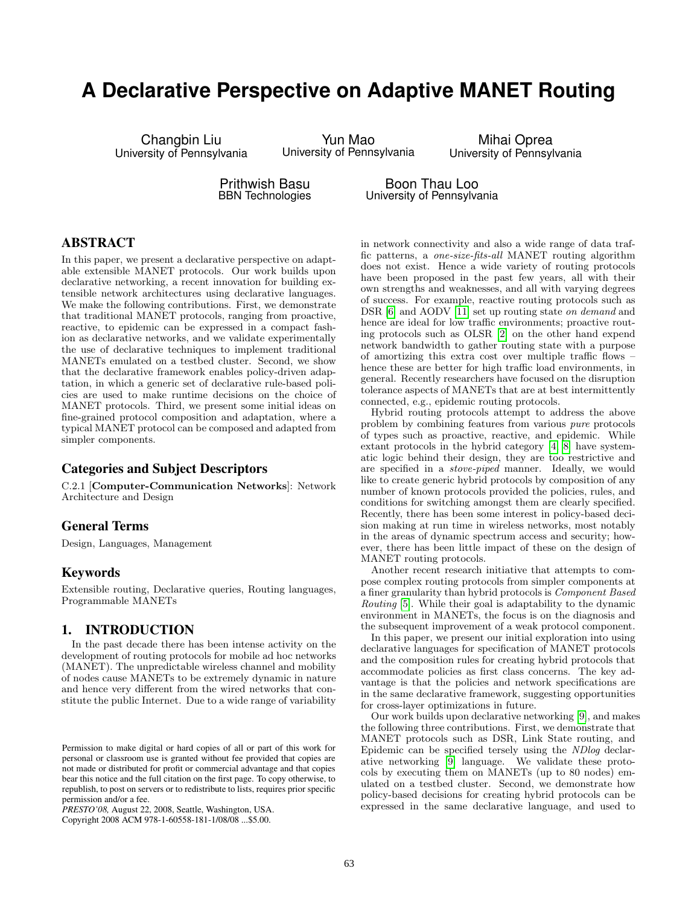# A Declarative Perspective on Adaptive MANET Routing

Changbin Liu
University of Pennsylvania

Yun Mao
University of Pennsylvania

Mihai Oprea
University of Pennsylvania

Prithwish Basu
BBN Technologies

Boon Thau Loo
University of Pennsylvania

## ABSTRACT

In this paper, we present a declarative perspective on adaptable extensible MANET protocols. Our work builds upon declarative networking, a recent innovation for building extensible network architectures using declarative languages. We make the following contributions. First, we demonstrate that traditional MANET protocols, ranging from proactive, reactive, to epidemic can be expressed in a compact fashion as declarative networks, and we validate experimentally the use of declarative techniques to implement traditional MANETs emulated on a testbed cluster. Second, we show that the declarative framework enables policy-driven adaptation, in which a generic set of declarative rule-based policies are used to make runtime decisions on the choice of MANET protocols. Third, we present some initial ideas on fine-grained protocol composition and adaptation, where a typical MANET protocol can be composed and adapted from simpler components.

## Categories and Subject Descriptors

C.2.1 [**Computer-Communication Networks**]: Network Architecture and Design

## General Terms

Design, Languages, Management

## Keywords

Extensible routing, Declarative queries, Routing languages, Programmable MANETs

## 1. INTRODUCTION

In the past decade there has been intense activity on the development of routing protocols for mobile ad hoc networks (MANET). The unpredictable wireless channel and mobility of nodes cause MANETs to be extremely dynamic in nature and hence very different from the wired networks that constitute the public Internet. Due to a wide range of variability in network connectivity and also a wide range of data traffic patterns, a *one-size-fits-all* MANET routing algorithm does not exist. Hence a wide variety of routing protocols have been proposed in the past few years, all with their own strengths and weaknesses, and all with varying degrees of success. For example, reactive routing protocols such as DSR [6] and AODV [11] set up routing state *on demand* and hence are ideal for low traffic environments; proactive routing protocols such as OLSR [2] on the other hand expend network bandwidth to gather routing state with a purpose of amortizing this extra cost over multiple traffic flows – hence these are better for high traffic load environments, in general. Recently researchers have focused on the disruption tolerance aspects of MANETs that are at best intermittently connected, e.g., epidemic routing protocols.

Hybrid routing protocols attempt to address the above problem by combining features from various *pure* protocols of types such as proactive, reactive, and epidemic. While extant protocols in the hybrid category [4, 8] have systematic logic behind their design, they are too restrictive and are specified in a *stove-piped* manner. Ideally, we would like to create generic hybrid protocols by composition of any number of known protocols provided the policies, rules, and conditions for switching amongst them are clearly specified. Recently, there has been some interest in policy-based decision making at run time in wireless networks, most notably in the areas of dynamic spectrum access and security; however, there has been little impact of these on the design of MANET routing protocols.

Another recent research initiative that attempts to compose complex routing protocols from simpler components at a finer granularity than hybrid protocols is *Component Based Routing* [5]. While their goal is adaptability to the dynamic environment in MANETs, the focus is on the diagnosis and the subsequent improvement of a weak protocol component.

In this paper, we present our initial exploration into using declarative languages for specification of MANET protocols and the composition rules for creating hybrid protocols that accommodate policies as first class concerns. The key advantage is that the policies and network specifications are in the same declarative framework, suggesting opportunities for cross-layer optimizations in future.

Our work builds upon declarative networking [9], and makes the following three contributions. First, we demonstrate that MANET protocols such as DSR, Link State routing, and Epidemic can be specified tersely using the *NDlog* declarative networking [9] language. We validate these protocols by executing them on MANETs (up to 80 nodes) emulated on a testbed cluster. Second, we demonstrate how policy-based decisions for creating hybrid protocols can be expressed in the same declarative language, and used to

Permission to make digital or hard copies of all or part of this work for personal or classroom use is granted without fee provided that copies are not made or distributed for profit or commercial advantage and that copies bear this notice and the full citation on the first page. To copy otherwise, to republish, to post on servers or to redistribute to lists, requires prior specific permission and/or a fee.
*PRESTO'08,* August 22, 2008, Seattle, Washington, USA.
Copyright 2008 ACM 978-1-60558-181-1/08/08 ...$5.00.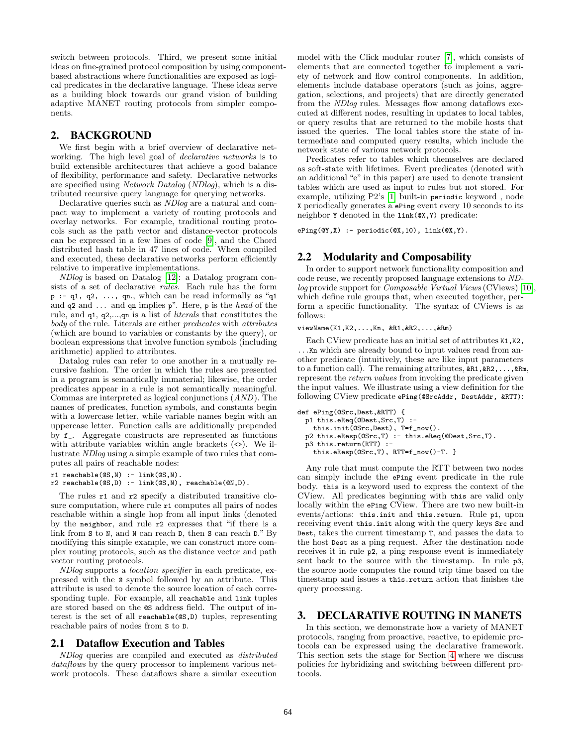switch between protocols. Third, we present some initial ideas on fine-grained protocol composition by using component-based abstractions where functionalities are exposed as logical predicates in the declarative language. These ideas serve as a building block towards our grand vision of building adaptive MANET routing protocols from simpler components.

## 2. BACKGROUND

We first begin with a brief overview of declarative networking. The high level goal of *declarative networks* is to build extensible architectures that achieve a good balance of flexibility, performance and safety. Declarative networks are specified using *Network Datalog* (*NDlog*), which is a distributed recursive query language for querying networks.

Declarative queries such as *NDlog* are a natural and compact way to implement a variety of routing protocols and overlay networks. For example, traditional routing protocols such as the path vector and distance-vector protocols can be expressed in a few lines of code [9], and the Chord distributed hash table in 47 lines of code. When compiled and executed, these declarative networks perform efficiently relative to imperative implementations.

*NDlog* is based on Datalog [12]: a Datalog program consists of a set of declarative *rules*. Each rule has the form `p :- q1, q2, ..., qn.`, which can be read informally as "`q1` and `q2` and ... and `qn` implies `p`". Here, `p` is the *head* of the rule, and `q1, q2,...,qn` is a list of *literals* that constitutes the *body* of the rule. Literals are either *predicates* with *attributes* (which are bound to variables or constants by the query), or boolean expressions that involve function symbols (including arithmetic) applied to attributes.

Datalog rules can refer to one another in a mutually recursive fashion. The order in which the rules are presented in a program is semantically immaterial; likewise, the order predicates appear in a rule is not semantically meaningful. Commas are interpreted as logical conjunctions (*AND*). The names of predicates, function symbols, and constants begin with a lowercase letter, while variable names begin with an uppercase letter. Function calls are additionally prepended by `f_`. Aggregate constructs are represented as functions with attribute variables within angle brackets (<>). We illustrate *NDlog* using a simple example of two rules that computes all pairs of reachable nodes:

```
r1 reachable(@S,N) :- link(@S,N).
r2 reachable(@S,D) :- link(@S,N), reachable(@N,D).
```

The rules `r1` and `r2` specify a distributed transitive closure computation, where rule `r1` computes all pairs of nodes reachable within a single hop from all input links (denoted by the `neighbor`, and rule `r2` expresses that "if there is a link from `S` to `N`, and `N` can reach `D`, then `S` can reach `D`." By modifying this simple example, we can construct more complex routing protocols, such as the distance vector and path vector routing protocols.

*NDlog* supports a *location specifier* in each predicate, expressed with the `@` symbol followed by an attribute. This attribute is used to denote the source location of each corresponding tuple. For example, all `reachable` and `link` tuples are stored based on the `@S` address field. The output of interest is the set of all `reachable(@S,D)` tuples, representing reachable pairs of nodes from `S` to `D`.

### 2.1 Dataflow Execution and Tables

*NDlog* queries are compiled and executed as *distributed dataflows* by the query processor to implement various network protocols. These dataflows share a similar execution model with the Click modular router [7], which consists of elements that are connected together to implement a variety of network and flow control components. In addition, elements include database operators (such as joins, aggregation, selections, and projects) that are directly generated from the *NDlog* rules. Messages flow among dataflows executed at different nodes, resulting in updates to local tables, or query results that are returned to the mobile hosts that issued the queries. The local tables store the state of intermediate and computed query results, which include the network state of various network protocols.

Predicates refer to tables which themselves are declared as soft-state with lifetimes. Event predicates (denoted with an additional "e" in this paper) are used to denote transient tables which are used as input to rules but not stored. For example, utilizing P2's [1] built-in `periodic` keyword , node `X` periodically generates a `ePing` event every 10 seconds to its neighbor `Y` denoted in the `link(@X,Y)` predicate:

```
ePing(@Y,X) :- periodic(@X,10), link(@X,Y).
```

### 2.2 Modularity and Composability

In order to support network functionality composition and code reuse, we recently proposed language extensions to *NDlog* provide support for *Composable Virtual Views* (CViews) [10], which define rule groups that, when executed together, perform a specific functionality. The syntax of CViews is as follows:

```
viewName(K1,K2,...,Kn, &R1,&R2,...,&Rm)
```

Each CView predicate has an initial set of attributes `K1,K2, ...Kn` which are already bound to input values read from another predicate (intuitively, these are like input parameters to a function call). The remaining attributes, `&R1,&R2,...,&Rm`, represent the *return values* from invoking the predicate given the input values. We illustrate using a view definition for the following CView predicate `ePing(@SrcAddr, DestAddr, &RTT)`:

```
def ePing(@Src,Dest,&RTT) {
  p1 this.eReq(@Dest,Src,T) :-
    this.init(@Src,Dest), T=f_now().
  p2 this.eResp(@Src,T) :- this.eReq(@Dest,Src,T).
  p3 this.return(RTT) :-
    this.eResp(@Src,T), RTT=f_now()-T. }
```

Any rule that must compute the RTT between two nodes can simply include the `ePing` event predicate in the rule body. `this` is a keyword used to express the context of the CView. All predicates beginning with `this` are valid only locally within the `ePing` CView. There are two new built-in events/actions: `this.init` and `this.return`. Rule `p1`, upon receiving event `this.init` along with the query keys `Src` and `Dest`, takes the current timestamp `T`, and passes the data to the host `Dest` as a ping request. After the destination node receives it in rule `p2`, a ping response event is immediately sent back to the source with the timestamp. In rule `p3`, the source node computes the round trip time based on the timestamp and issues a `this.return` action that finishes the query processing.

## 3. DECLARATIVE ROUTING IN MANETS

In this section, we demonstrate how a variety of MANET protocols, ranging from proactive, reactive, to epidemic protocols can be expressed using the declarative framework. This section sets the stage for Section 4 where we discuss policies for hybridizing and switching between different protocols.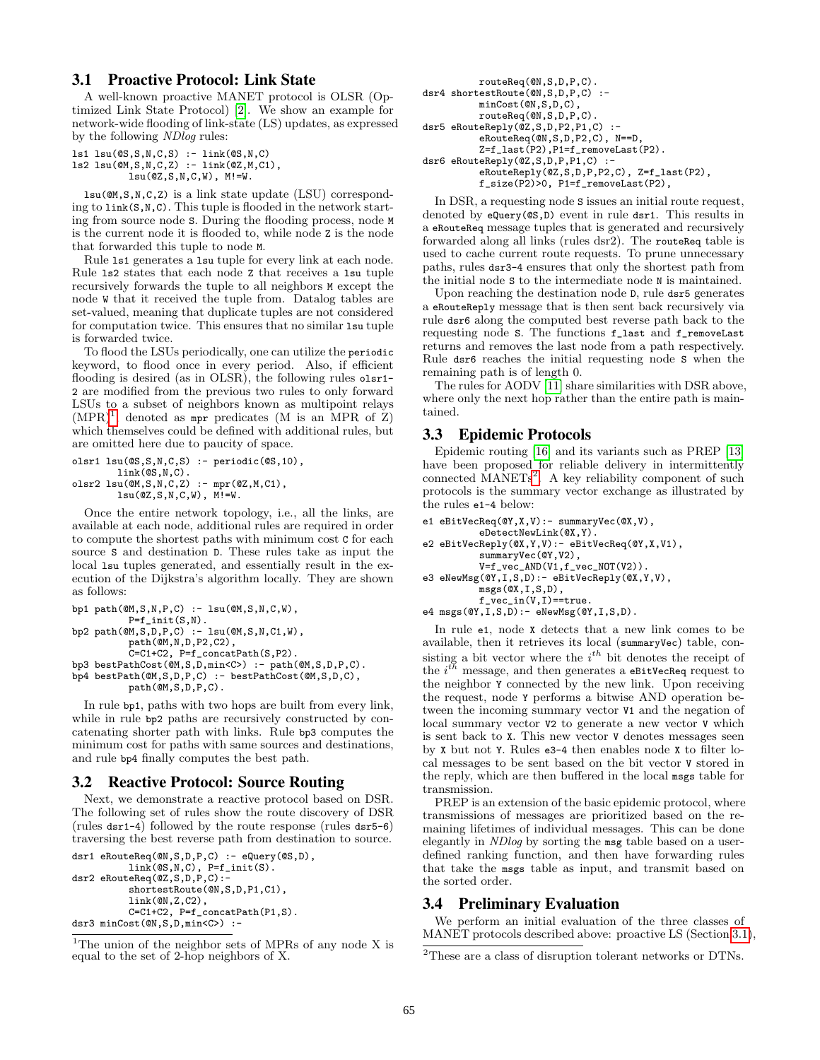### 3.1 Proactive Protocol: Link State

A well-known proactive MANET protocol is OLSR (Optimized Link State Protocol) [2]. We show an example for network-wide flooding of link-state (LS) updates, as expressed by the following *NDlog* rules:

```
ls1 lsu(@S,S,N,C,S) :- link(@S,N,C)
ls2 lsu(@M,S,N,C,Z) :- link(@Z,M,C1),
        lsu(@Z,S,N,C,W), M!=W.
```

`lsu(@M,S,N,C,Z)` is a link state update (LSU) corresponding to `link(S,N,C)`. This tuple is flooded in the network starting from source node `S`. During the flooding process, node `M` is the current node it is flooded to, while node `Z` is the node that forwarded this tuple to node `M`.

Rule `ls1` generates a `lsu` tuple for every link at each node. Rule `ls2` states that each node `Z` that receives a `lsu` tuple recursively forwards the tuple to all neighbors `M` except the node `W` that it received the tuple from. Datalog tables are set-valued, meaning that duplicate tuples are not considered for computation twice. This ensures that no similar `lsu` tuple is forwarded twice.

To flood the LSUs periodically, one can utilize the `periodic` keyword, to flood once in every period. Also, if efficient flooding is desired (as in OLSR), the following rules `olsr1-2` are modified from the previous two rules to only forward LSUs to a subset of neighbors known as multipoint relays (MPR)[1] denoted as `mpr` predicates (M is an MPR of Z) which themselves could be defined with additional rules, but are omitted here due to paucity of space.

```
olsr1 lsu(@S,S,N,C,S) :- periodic(@S,10),
        link(@S,N,C).
olsr2 lsu(@M,S,N,C,Z) :- mpr(@Z,M,C1),
        lsu(@Z,S,N,C,W), M!=W.
```

Once the entire network topology, i.e., all the links, are available at each node, additional rules are required in order to compute the shortest paths with minimum cost `C` for each source `S` and destination `D`. These rules take as input the local `lsu` tuples generated, and essentially result in the execution of the Dijkstra's algorithm locally. They are shown as follows:

```
bp1 path(@M,S,N,P,C) :- lsu(@M,S,N,C,W),
          P=f_init(S,N).
bp2 path(@M,S,D,P,C) :- lsu(@M,S,N,C1,W),
          path(@M,N,D,P2,C2),
          C=C1+C2, P=f_concatPath(S,P2).
bp3 bestPathCost(@M,S,D,min<C>) :- path(@M,S,D,P,C).
bp4 bestPath(@M,S,D,P,C) :- bestPathCost(@M,S,D,C),
          path(@M,S,D,P,C).
```

In rule `bp1`, paths with two hops are built from every link, while in rule `bp2` paths are recursively constructed by concatenating shorter path with links. Rule `bp3` computes the minimum cost for paths with same sources and destinations, and rule `bp4` finally computes the best path.

### 3.2 Reactive Protocol: Source Routing

Next, we demonstrate a reactive protocol based on DSR. The following set of rules show the route discovery of DSR (rules `dsr1-4`) followed by the route response (rules `dsr5-6`) traversing the best reverse path from destination to source.

```
dsr1 eRouteReq(@N,S,D,P,C) :- eQuery(@S,D),
          link(@S,N,C), P=f_init(S).
dsr2 eRouteReq(@Z,S,D,P,C):-
          shortestRoute(@N,S,D,P1,C1),
          link(@N,Z,C2),
          C=C1+C2, P=f_concatPath(P1,S).
dsr3 minCost(@N,S,D,min<C>) :-
          routeReq(@N,S,D,P,C).
dsr4 shortestRoute(@N,S,D,P,C) :-
          minCost(@N,S,D,C),
          routeReq(@N,S,D,P,C).
dsr5 eRouteReply(@Z,S,D,P2,P1,C) :-
          eRouteReq(@N,S,D,P2,C), N==D,
          Z=f_last(P2),P1=f_removeLast(P2).
dsr6 eRouteReply(@Z,S,D,P,P1,C) :-
          eRouteReply(@Z,S,D,P,P2,C), Z=f_last(P2),
          f_size(P2)>0, P1=f_removeLast(P2),
```

In DSR, a requesting node `S` issues an initial route request, denoted by `eQuery(@S,D)` event in rule `dsr1`. This results in a `eRouteReq` message tuples that is generated and recursively forwarded along all links (rules dsr2). The `routeReq` table is used to cache current route requests. To prune unnecessary paths, rules `dsr3-4` ensures that only the shortest path from the initial node `S` to the intermediate node `N` is maintained.

Upon reaching the destination node `D`, rule `dsr5` generates a `eRouteReply` message that is then sent back recursively via rule `dsr6` along the computed best reverse path back to the requesting node `S`. The functions `f_last` and `f_removeLast` returns and removes the last node from a path respectively. Rule `dsr6` reaches the initial requesting node `S` when the remaining path is of length 0.

The rules for AODV [11] share similarities with DSR above, where only the next hop rather than the entire path is maintained.

### 3.3 Epidemic Protocols

Epidemic routing [16] and its variants such as PREP [13] have been proposed for reliable delivery in intermittently connected MANETs[2]. A key reliability component of such protocols is the summary vector exchange as illustrated by the rules `e1-4` below:

```
e1 eBitVecReq(@Y,X,V):- summaryVec(@X,V),
        eDetectNewLink(@X,Y).
e2 eBitVecReply(@X,Y,V):- eBitVecReq(@Y,X,V1),
        summaryVec(@Y,V2),
        V=f_vec_AND(V1,f_vec_NOT(V2)).
e3 eNewMsg(@Y,I,S,D):- eBitVecReply(@X,Y,V),
        msgs(@X,I,S,D),
        f_vec_in(V,I)==true.
e4 msgs(@Y,I,S,D):- eNewMsg(@Y,I,S,D).
```

In rule `e1`, node `X` detects that a new link comes to be available, then it retrieves its local (`summaryVec`) table, consisting a bit vector where the $i^{th}$ bit denotes the receipt of the $i^{th}$ message, and then generates a `eBitVecReq` request to the neighbor `Y` connected by the new link. Upon receiving the request, node `Y` performs a bitwise AND operation between the incoming summary vector `V1` and the negation of local summary vector `V2` to generate a new vector `V` which is sent back to `X`. This new vector `V` denotes messages seen by `X` but not `Y`. Rules `e3-4` then enables node `X` to filter local messages to be sent based on the bit vector `V` stored in the reply, which are then buffered in the local `msgs` table for transmission.

PREP is an extension of the basic epidemic protocol, where transmissions of messages are prioritized based on the remaining lifetimes of individual messages. This can be done elegantly in *NDlog* by sorting the `msg` table based on a user-defined ranking function, and then have forwarding rules that take the `msgs` table as input, and transmit based on the sorted order.

### 3.4 Preliminary Evaluation

We perform an initial evaluation of the three classes of MANET protocols described above: proactive LS (Section 3.1),

[1] The union of the neighbor sets of MPRs of any node X is equal to the set of 2-hop neighbors of X.

[2] These are a class of disruption tolerant networks or DTNs.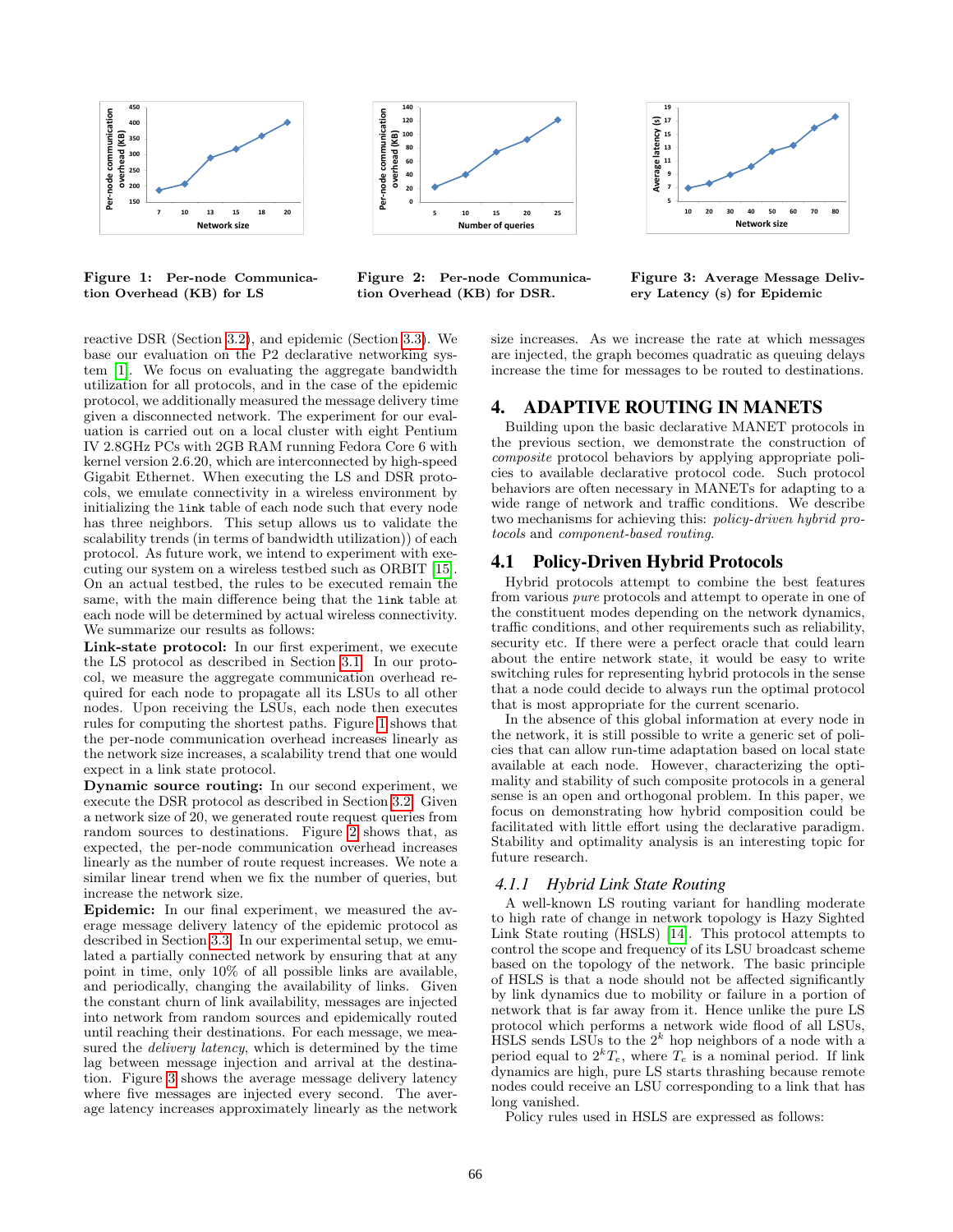Figure 1: Per-node Communication Overhead (KB) for LS

Figure 2: Per-node Communication Overhead (KB) for DSR.

Figure 3: Average Message Delivery Latency (s) for Epidemic

reactive DSR (Section 3.2), and epidemic (Section 3.3). We base our evaluation on the P2 declarative networking system [1]. We focus on evaluating the aggregate bandwidth utilization for all protocols, and in the case of the epidemic protocol, we additionally measured the message delivery time given a disconnected network. The experiment for our evaluation is carried out on a local cluster with eight Pentium IV 2.8GHz PCs with 2GB RAM running Fedora Core 6 with kernel version 2.6.20, which are interconnected by high-speed Gigabit Ethernet. When executing the LS and DSR protocols, we emulate connectivity in a wireless environment by initializing the `link` table of each node such that every node has three neighbors. This setup allows us to validate the scalability trends (in terms of bandwidth utilization)) of each protocol. As future work, we intend to experiment with executing our system on a wireless testbed such as ORBIT [15]. On an actual testbed, the rules to be executed remain the same, with the main difference being that the `link` table at each node will be determined by actual wireless connectivity. We summarize our results as follows:

**Link-state protocol:** In our first experiment, we execute the LS protocol as described in Section 3.1. In our protocol, we measure the aggregate communication overhead required for each node to propagate all its LSUs to all other nodes. Upon receiving the LSUs, each node then executes rules for computing the shortest paths. Figure 1 shows that the per-node communication overhead increases linearly as the network size increases, a scalability trend that one would expect in a link state protocol.

**Dynamic source routing:** In our second experiment, we execute the DSR protocol as described in Section 3.2. Given a network size of 20, we generated route request queries from random sources to destinations. Figure 2 shows that, as expected, the per-node communication overhead increases linearly as the number of route request increases. We note a similar linear trend when we fix the number of queries, but increase the network size.

**Epidemic:** In our final experiment, we measured the average message delivery latency of the epidemic protocol as described in Section 3.3. In our experimental setup, we emulated a partially connected network by ensuring that at any point in time, only 10% of all possible links are available, and periodically, changing the availability of links. Given the constant churn of link availability, messages are injected into network from random sources and epidemically routed until reaching their destinations. For each message, we measured the *delivery latency*, which is determined by the time lag between message injection and arrival at the destination. Figure 3 shows the average message delivery latency where five messages are injected every second. The average latency increases approximately linearly as the network size increases. As we increase the rate at which messages are injected, the graph becomes quadratic as queuing delays increase the time for messages to be routed to destinations.

# 4. ADAPTIVE ROUTING IN MANETS

Building upon the basic declarative MANET protocols in the previous section, we demonstrate the construction of *composite* protocol behaviors by applying appropriate policies to available declarative protocol code. Such protocol behaviors are often necessary in MANETs for adapting to a wide range of network and traffic conditions. We describe two mechanisms for achieving this: *policy-driven hybrid protocols* and *component-based routing*.

## 4.1 Policy-Driven Hybrid Protocols

Hybrid protocols attempt to combine the best features from various *pure* protocols and attempt to operate in one of the constituent modes depending on the network dynamics, traffic conditions, and other requirements such as reliability, security etc. If there were a perfect oracle that could learn about the entire network state, it would be easy to write switching rules for representing hybrid protocols in the sense that a node could decide to always run the optimal protocol that is most appropriate for the current scenario.

In the absence of this global information at every node in the network, it is still possible to write a generic set of policies that can allow run-time adaptation based on local state available at each node. However, characterizing the optimality and stability of such composite protocols in a general sense is an open and orthogonal problem. In this paper, we focus on demonstrating how hybrid composition could be facilitated with little effort using the declarative paradigm. Stability and optimality analysis is an interesting topic for future research.

### 4.1.1 Hybrid Link State Routing

A well-known LS routing variant for handling moderate to high rate of change in network topology is Hazy Sighted Link State routing (HSLS) [14]. This protocol attempts to control the scope and frequency of its LSU broadcast scheme based on the topology of the network. The basic principle of HSLS is that a node should not be affected significantly by link dynamics due to mobility or failure in a portion of network that is far away from it. Hence unlike the pure LS protocol which performs a network wide flood of all LSUs, HSLS sends LSUs to the $2^k$ hop neighbors of a node with a period equal to $2^k T_e$, where $T_e$ is a nominal period. If link dynamics are high, pure LS starts thrashing because remote nodes could receive an LSU corresponding to a link that has long vanished.

Policy rules used in HSLS are expressed as follows: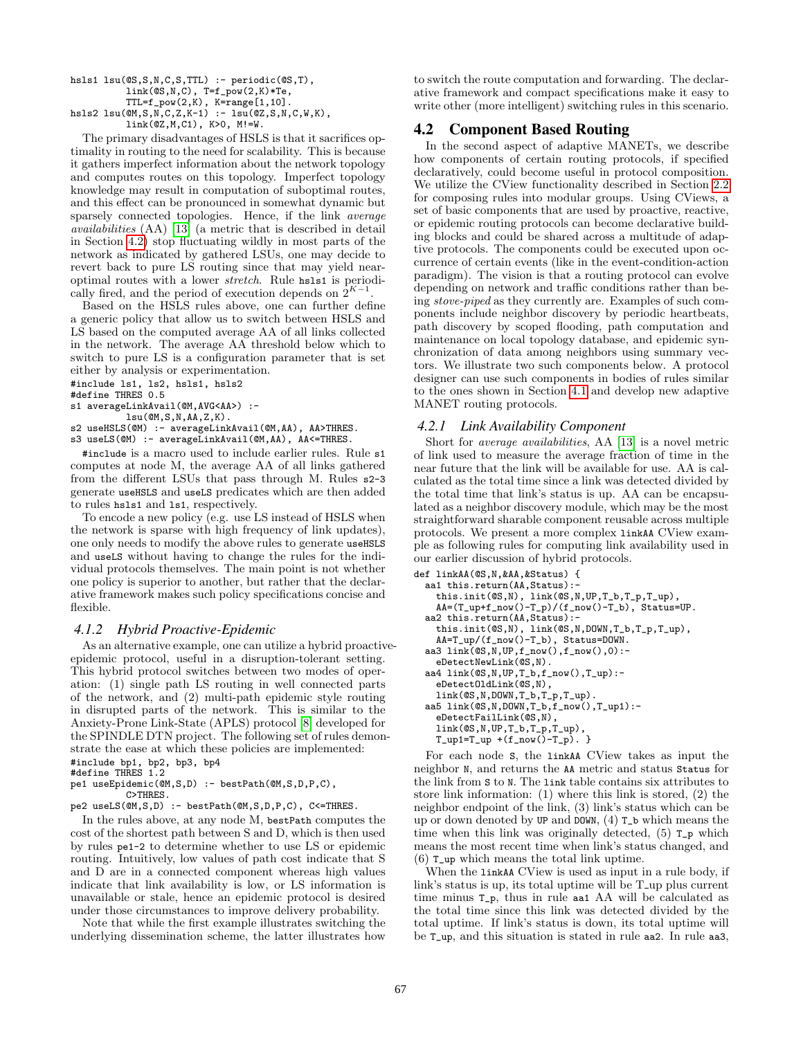```
hsls1 lsu(@S,S,N,C,S,TTL) :- periodic(@S,T),
          link(@S,N,C), T=f_pow(2,K)*Te,
          TTL=f_pow(2,K), K=range[1,10].
hsls2 lsu(@M,S,N,C,Z,K-1) :- lsu(@Z,S,N,C,W,K),
          link(@Z,M,C1), K>0, M!=W.
```

The primary disadvantages of HSLS is that it sacrifices optimality in routing to the need for scalability. This is because it gathers imperfect information about the network topology and computes routes on this topology. Imperfect topology knowledge may result in computation of suboptimal routes, and this effect can be pronounced in somewhat dynamic but sparsely connected topologies. Hence, if the link *average availabilities* (AA) [13] (a metric that is described in detail in Section 4.2) stop fluctuating wildly in most parts of the network as indicated by gathered LSUs, one may decide to revert back to pure LS routing since that may yield near-optimal routes with a lower *stretch*. Rule `hsls1` is periodically fired, and the period of execution depends on $2^{K-1}$.

Based on the HSLS rules above, one can further define a generic policy that allow us to switch between HSLS and LS based on the computed average AA of all links collected in the network. The average AA threshold below which to switch to pure LS is a configuration parameter that is set either by analysis or experimentation.

```
#include ls1, ls2, hsls1, hsls2
#define THRES 0.5
s1 averageLinkAvail(@M,AVG<AA>) :-
        lsu(@M,S,N,AA,Z,K).
s2 useHSLS(@M) :- averageLinkAvail(@M,AA), AA>THRES.
s3 useLS(@M) :- averageLinkAvail(@M,AA), AA<=THRES.
```

`#include` is a macro used to include earlier rules. Rule `s1` computes at node M, the average AA of all links gathered from the different LSUs that pass through M. Rules `s2-3` generate `useHSLS` and `useLS` predicates which are then added to rules `hsls1` and `ls1`, respectively.

To encode a new policy (e.g. use LS instead of HSLS when the network is sparse with high frequency of link updates), one only needs to modify the above rules to generate `useHSLS` and `useLS` without having to change the rules for the individual protocols themselves. The main point is not whether one policy is superior to another, but rather that the declarative framework makes such policy specifications concise and flexible.

### 4.1.2 Hybrid Proactive-Epidemic

As an alternative example, one can utilize a hybrid proactive-epidemic protocol, useful in a disruption-tolerant setting. This hybrid protocol switches between two modes of operation: (1) single path LS routing in well connected parts of the network, and (2) multi-path epidemic style routing in disrupted parts of the network. This is similar to the Anxiety-Prone Link-State (APLS) protocol [8] developed for the SPINDLE DTN project. The following set of rules demonstrate the ease at which these policies are implemented:

```
#include bp1, bp2, bp3, bp4
#define THRES 1.2
pe1 useEpidemic(@M,S,D) :- bestPath(@M,S,D,P,C),
        C>THRES.
pe2 useLS(@M,S,D) :- bestPath(@M,S,D,P,C), C<=THRES.
```

In the rules above, at any node M, `bestPath` computes the cost of the shortest path between S and D, which is then used by rules `pe1-2` to determine whether to use LS or epidemic routing. Intuitively, low values of path cost indicate that S and D are in a connected component whereas high values indicate that link availability is low, or LS information is unavailable or stale, hence an epidemic protocol is desired under those circumstances to improve delivery probability.

Note that while the first example illustrates switching the underlying dissemination scheme, the latter illustrates how to switch the route computation and forwarding. The declarative framework and compact specifications make it easy to write other (more intelligent) switching rules in this scenario.

## 4.2 Component Based Routing

In the second aspect of adaptive MANETs, we describe how components of certain routing protocols, if specified declaratively, could become useful in protocol composition. We utilize the CView functionality described in Section 2.2 for composing rules into modular groups. Using CViews, a set of basic components that are used by proactive, reactive, or epidemic routing protocols can become declarative building blocks and could be shared across a multitude of adaptive protocols. The components could be executed upon occurrence of certain events (like in the event-condition-action paradigm). The vision is that a routing protocol can evolve depending on network and traffic conditions rather than being *stove-piped* as they currently are. Examples of such components include neighbor discovery by periodic heartbeats, path discovery by scoped flooding, path computation and maintenance on local topology database, and epidemic synchronization of data among neighbors using summary vectors. We illustrate two such components below. A protocol designer can use such components in bodies of rules similar to the ones shown in Section 4.1 and develop new adaptive MANET routing protocols.

### 4.2.1 Link Availability Component

Short for *average availabilities*, AA [13] is a novel metric of link used to measure the average fraction of time in the near future that the link will be available for use. AA is calculated as the total time since a link was detected divided by the total time that link's status is up. AA can be encapsulated as a neighbor discovery module, which may be the most straightforward sharable component reusable across multiple protocols. We present a more complex `linkAA` CView example as following rules for computing link availability used in our earlier discussion of hybrid protocols.

```
def linkAA(@S,N,&AA,&Status) {
  aa1 this.return(AA,Status):-
    this.init(@S,N), link(@S,N,UP,T_b,T_p,T_up),
    AA=(T_up+f_now()-T_p)/(f_now()-T_b), Status=UP.
  aa2 this.return(AA,Status):-
    this.init(@S,N), link(@S,N,DOWN,T_b,T_p,T_up),
    AA=T_up/(f_now()-T_b), Status=DOWN.
  aa3 link(@S,N,UP,f_now(),f_now(),0):-
    eDetectNewLink(@S,N).
  aa4 link(@S,N,UP,T_b,f_now(),T_up):-
    eDetectOldLink(@S,N),
    link(@S,N,DOWN,T_b,T_p,T_up).
  aa5 link(@S,N,DOWN,T_b,f_now(),T_up1):-
    eDetectFailLink(@S,N),
    link(@S,N,UP,T_b,T_p,T_up),
    T_up1=T_up +(f_now()-T_p). }
```

For each node `S`, the `linkAA` CView takes as input the neighbor `N`, and returns the `AA` metric and status `Status` for the link from `S` to `N`. The `link` table contains six attributes to store link information: (1) where this link is stored, (2) the neighbor endpoint of the link, (3) link's status which can be up or down denoted by `UP` and `DOWN`, (4) `T_b` which means the time when this link was originally detected, (5) `T_p` which means the most recent time when link's status changed, and (6) `T_up` which means the total link uptime.

When the `linkAA` CView is used as input in a rule body, if link's status is up, its total uptime will be T_up plus current time minus `T_p`, thus in rule `aa1` AA will be calculated as the total time since this link was detected divided by the total uptime. If link's status is down, its total uptime will be `T_up`, and this situation is stated in rule `aa2`. In rule `aa3`,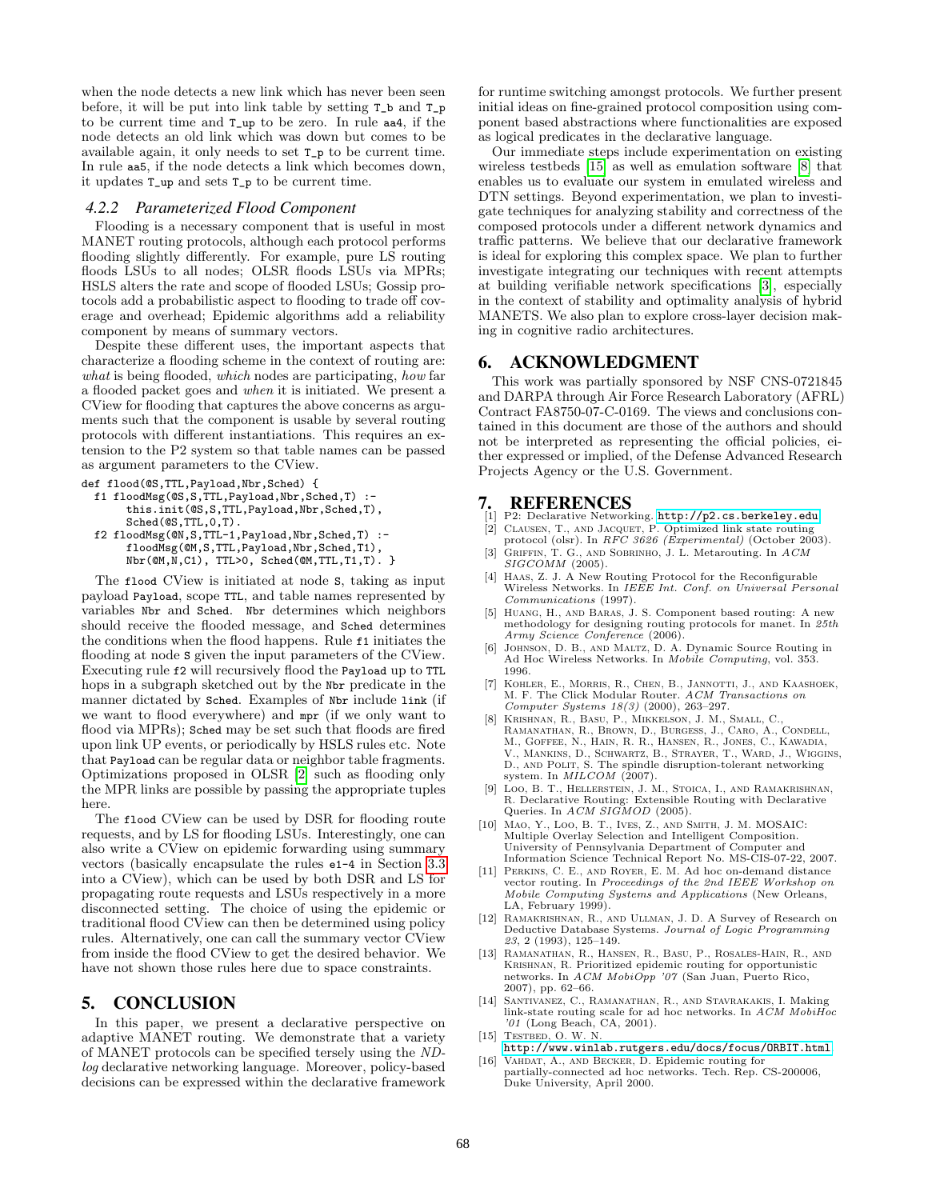when the node detects a new link which has never been seen before, it will be put into link table by setting T_b and T_p to be current time and T_up to be zero. In rule aa4, if the node detects an old link which was down but comes to be available again, it only needs to set T_p to be current time. In rule aa5, if the node detects a link which becomes down, it updates T_up and sets T_p to be current time.

### 4.2.2 Parameterized Flood Component

Flooding is a necessary component that is useful in most MANET routing protocols, although each protocol performs flooding slightly differently. For example, pure LS routing floods LSUs to all nodes; OLSR floods LSUs via MPRs; HSLS alters the rate and scope of flooded LSUs; Gossip protocols add a probabilistic aspect to flooding to trade off coverage and overhead; Epidemic algorithms add a reliability component by means of summary vectors.

Despite these different uses, the important aspects that characterize a flooding scheme in the context of routing are: *what* is being flooded, *which* nodes are participating, *how* far a flooded packet goes and *when* it is initiated. We present a CView for flooding that captures the above concerns as arguments such that the component is usable by several routing protocols with different instantiations. This requires an extension to the P2 system so that table names can be passed as argument parameters to the CView.

```
def flood(@S,TTL,Payload,Nbr,Sched) {
  f1 floodMsg(@S,S,TTL,Payload,Nbr,Sched,T) :-
       this.init(@S,S,TTL,Payload,Nbr,Sched,T),
       Sched(@S,TTL,0,T).
  f2 floodMsg(@N,S,TTL-1,Payload,Nbr,Sched,T) :-
       floodMsg(@M,S,TTL,Payload,Nbr,Sched,T1),
       Nbr(@M,N,C1), TTL>0, Sched(@M,TTL,T1,T). }
```

The flood CView is initiated at node S, taking as input payload Payload, scope TTL, and table names represented by variables Nbr and Sched. Nbr determines which neighbors should receive the flooded message, and Sched determines the conditions when the flood happens. Rule f1 initiates the flooding at node S given the input parameters of the CView. Executing rule f2 will recursively flood the Payload up to TTL hops in a subgraph sketched out by the Nbr predicate in the manner dictated by Sched. Examples of Nbr include link (if we want to flood everywhere) and mpr (if we only want to flood via MPRs); Sched may be set such that floods are fired upon link UP events, or periodically by HSLS rules etc. Note that Payload can be regular data or neighbor table fragments. Optimizations proposed in OLSR [2] such as flooding only the MPR links are possible by passing the appropriate tuples here.

The flood CView can be used by DSR for flooding route requests, and by LS for flooding LSUs. Interestingly, one can also write a CView on epidemic forwarding using summary vectors (basically encapsulate the rules e1-4 in Section 3.3 into a CView), which can be used by both DSR and LS for propagating route requests and LSUs respectively in a more disconnected setting. The choice of using the epidemic or traditional flood CView can then be determined using policy rules. Alternatively, one can call the summary vector CView from inside the flood CView to get the desired behavior. We have not shown those rules here due to space constraints.

## 5. CONCLUSION

In this paper, we present a declarative perspective on adaptive MANET routing. We demonstrate that a variety of MANET protocols can be specified tersely using the *NDlog* declarative networking language. Moreover, policy-based decisions can be expressed within the declarative framework for runtime switching amongst protocols. We further present initial ideas on fine-grained protocol composition using component based abstractions where functionalities are exposed as logical predicates in the declarative language.

Our immediate steps include experimentation on existing wireless testbeds [15] as well as emulation software [8] that enables us to evaluate our system in emulated wireless and DTN settings. Beyond experimentation, we plan to investigate techniques for analyzing stability and correctness of the composed protocols under a different network dynamics and traffic patterns. We believe that our declarative framework is ideal for exploring this complex space. We plan to further investigate integrating our techniques with recent attempts at building verifiable network specifications [3], especially in the context of stability and optimality analysis of hybrid MANETS. We also plan to explore cross-layer decision making in cognitive radio architectures.

## 6. ACKNOWLEDGMENT

This work was partially sponsored by NSF CNS-0721845 and DARPA through Air Force Research Laboratory (AFRL) Contract FA8750-07-C-0169. The views and conclusions contained in this document are those of the authors and should not be interpreted as representing the official policies, either expressed or implied, of the Defense Advanced Research Projects Agency or the U.S. Government.

## 7. REFERENCES

[1] P2: Declarative Networking. http://p2.cs.berkeley.edu.

[2] Clausen, T., and Jacquet, P. Optimized link state routing protocol (olsr). In *RFC 3626 (Experimental)* (October 2003).

[3] Griffin, T. G., and Sobrinho, J. L. Metarouting. In *ACM SIGCOMM* (2005).

[4] Haas, Z. J. A New Routing Protocol for the Reconfigurable Wireless Networks. In *IEEE Int. Conf. on Universal Personal Communications* (1997).

[5] Huang, H., and Baras, J. S. Component based routing: A new methodology for designing routing protocols for manet. In *25th Army Science Conference* (2006).

[6] Johnson, D. B., and Maltz, D. A. Dynamic Source Routing in Ad Hoc Wireless Networks. In *Mobile Computing*, vol. 353. 1996.

[7] Kohler, E., Morris, R., Chen, B., Jannotti, J., and Kaashoek, M. F. The Click Modular Router. *ACM Transactions on Computer Systems 18(3)* (2000), 263–297.

[8] Krishnan, R., Basu, P., Mikkelson, J. M., Small, C., Ramanathan, R., Brown, D., Burgess, J., Caro, A., Condell, M., Goffee, N., Hain, R. R., Hansen, R., Jones, C., Kawadia, V., Mankins, D., Schwartz, B., Strayer, T., Ward, J., Wiggins, D., and Polit, S. The spindle disruption-tolerant networking system. In *MILCOM* (2007).

[9] Loo, B. T., Hellerstein, J. M., Stoica, I., and Ramakrishnan, R. Declarative Routing: Extensible Routing with Declarative Queries. In *ACM SIGMOD* (2005).

[10] Mao, Y., Loo, B. T., Ives, Z., and Smith, J. M. MOSAIC: Multiple Overlay Selection and Intelligent Composition. University of Pennsylvania Department of Computer and Information Science Technical Report No. MS-CIS-07-22, 2007.

[11] Perkins, C. E., and Royer, E. M. Ad hoc on-demand distance vector routing. In *Proceedings of the 2nd IEEE Workshop on Mobile Computing Systems and Applications* (New Orleans, LA, February 1999).

[12] Ramakrishnan, R., and Ullman, J. D. A Survey of Research on Deductive Database Systems. *Journal of Logic Programming 23*, 2 (1993), 125–149.

[13] Ramanathan, R., Hansen, R., Basu, P., Rosales-Hain, R., and Krishnan, R. Prioritized epidemic routing for opportunistic networks. In *ACM MobiOpp '07* (San Juan, Puerto Rico, 2007), pp. 62–66.

[14] Santivanez, C., Ramanathan, R., and Stavrakakis, I. Making link-state routing scale for ad hoc networks. In *ACM MobiHoc '01* (Long Beach, CA, 2001).

[15] Testbed, O. W. N. http://www.winlab.rutgers.edu/docs/focus/ORBIT.html.

[16] Vahdat, A., and Becker, D. Epidemic routing for partially-connected ad hoc networks. Tech. Rep. CS-200006, Duke University, April 2000.